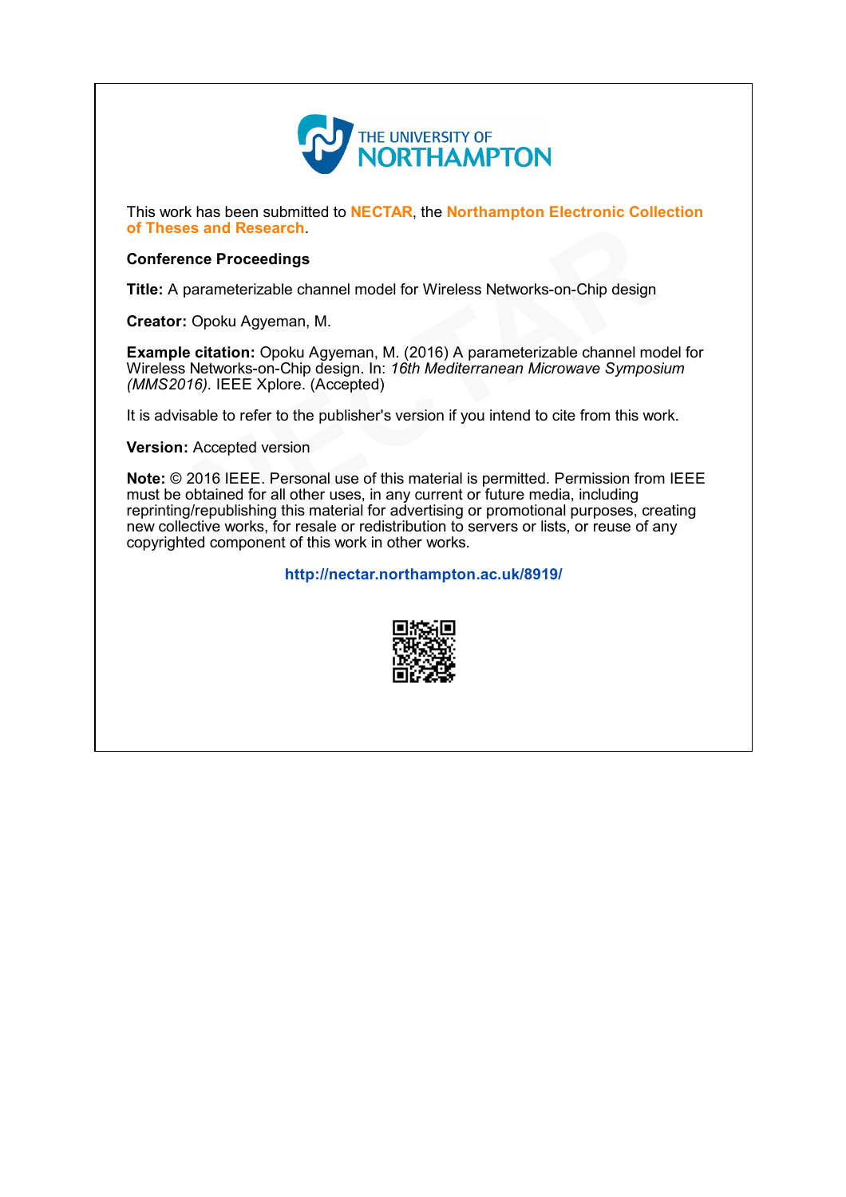THE UNIVERSITY OF NORTHAMPTON

This work has been submitted to **NECTAR**, the **Northampton Electronic Collection of Theses and Research**.

**Conference Proceedings**

**Title:** A parameterizable channel model for Wireless Networks-on-Chip design

**Creator:** Opoku Agyeman, M.

**Example citation:** Opoku Agyeman, M. (2016) A parameterizable channel model for Wireless Networks-on-Chip design. In: *16th Mediterranean Microwave Symposium (MMS2016).* IEEE Xplore. (Accepted)

It is advisable to refer to the publisher's version if you intend to cite from this work.

**Version:** Accepted version

**Note:** © 2016 IEEE. Personal use of this material is permitted. Permission from IEEE must be obtained for all other uses, in any current or future media, including reprinting/republishing this material for advertising or promotional purposes, creating new collective works, for resale or redistribution to servers or lists, or reuse of any copyrighted component of this work in other works.

**http://nectar.northampton.ac.uk/8919/**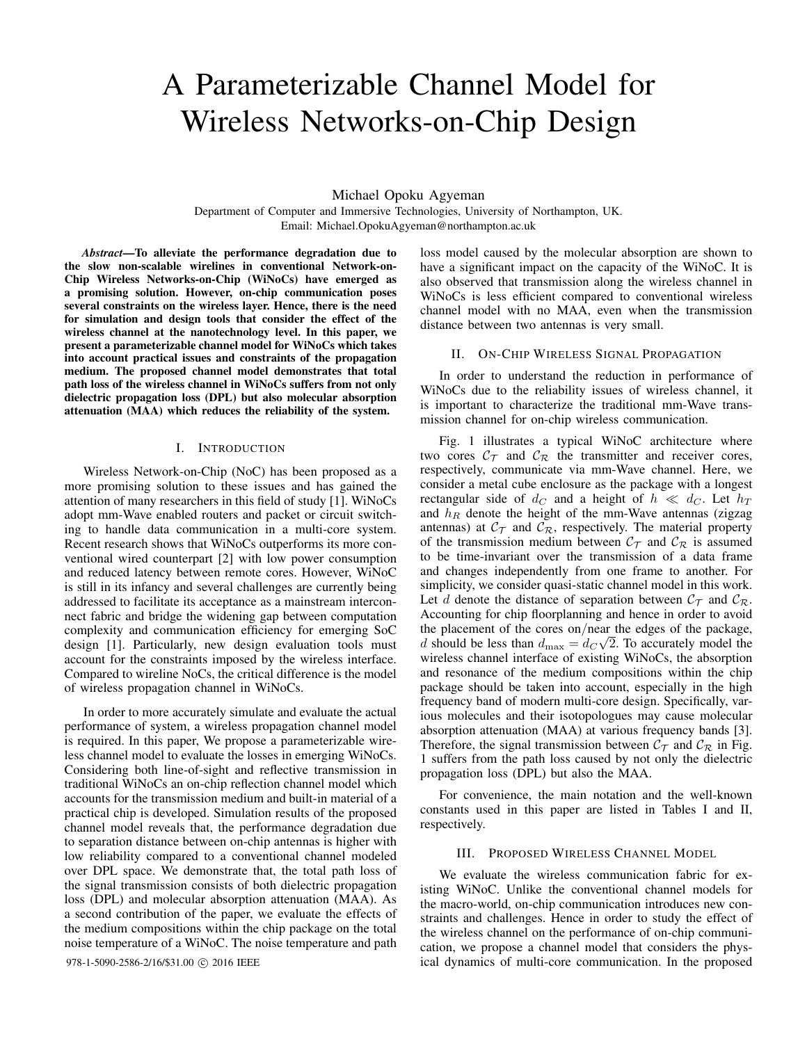# A Parameterizable Channel Model for Wireless Networks-on-Chip Design

Michael Opoku Agyeman

Department of Computer and Immersive Technologies, University of Northampton, UK.
Email: Michael.OpokuAgyeman@northampton.ac.uk

***Abstract*—To alleviate the performance degradation due to the slow non-scalable wirelines in conventional Network-on-Chip Wireless Networks-on-Chip (WiNoCs) have emerged as a promising solution. However, on-chip communication poses several constraints on the wireless layer. Hence, there is the need for simulation and design tools that consider the effect of the wireless channel at the nanotechnology level. In this paper, we present a parameterizable channel model for WiNoCs which takes into account practical issues and constraints of the propagation medium. The proposed channel model demonstrates that total path loss of the wireless channel in WiNoCs suffers from not only dielectric propagation loss (DPL) but also molecular absorption attenuation (MAA) which reduces the reliability of the system.**

## I. Introduction

Wireless Network-on-Chip (NoC) has been proposed as a more promising solution to these issues and has gained the attention of many researchers in this field of study [1]. WiNoCs adopt mm-Wave enabled routers and packet or circuit switching to handle data communication in a multi-core system. Recent research shows that WiNoCs outperforms its more conventional wired counterpart [2] with low power consumption and reduced latency between remote cores. However, WiNoC is still in its infancy and several challenges are currently being addressed to facilitate its acceptance as a mainstream interconnect fabric and bridge the widening gap between computation complexity and communication efficiency for emerging SoC design [1]. Particularly, new design evaluation tools must account for the constraints imposed by the wireless interface. Compared to wireline NoCs, the critical difference is the model of wireless propagation channel in WiNoCs.

In order to more accurately simulate and evaluate the actual performance of system, a wireless propagation channel model is required. In this paper, We propose a parameterizable wireless channel model to evaluate the losses in emerging WiNoCs. Considering both line-of-sight and reflective transmission in traditional WiNoCs an on-chip reflection channel model which accounts for the transmission medium and built-in material of a practical chip is developed. Simulation results of the proposed channel model reveals that, the performance degradation due to separation distance between on-chip antennas is higher with low reliability compared to a conventional channel modeled over DPL space. We demonstrate that, the total path loss of the signal transmission consists of both dielectric propagation loss (DPL) and molecular absorption attenuation (MAA). As a second contribution of the paper, we evaluate the effects of the medium compositions within the chip package on the total noise temperature of a WiNoC. The noise temperature and path loss model caused by the molecular absorption are shown to have a significant impact on the capacity of the WiNoC. It is also observed that transmission along the wireless channel in WiNoCs is less efficient compared to conventional wireless channel model with no MAA, even when the transmission distance between two antennas is very small.

978-1-5090-2586-2/16/$31.00 © 2016 IEEE

## II. On-Chip Wireless Signal Propagation

In order to understand the reduction in performance of WiNoCs due to the reliability issues of wireless channel, it is important to characterize the traditional mm-Wave transmission channel for on-chip wireless communication.

Fig. 1 illustrates a typical WiNoC architecture where two cores $\mathcal{C}_\mathcal{T}$ and $\mathcal{C}_\mathcal{R}$ the transmitter and receiver cores, respectively, communicate via mm-Wave channel. Here, we consider a metal cube enclosure as the package with a longest rectangular side of $d_C$ and a height of $h \ll d_C$. Let $h_T$ and $h_R$ denote the height of the mm-Wave antennas (zigzag antennas) at $\mathcal{C}_\mathcal{T}$ and $\mathcal{C}_\mathcal{R}$, respectively. The material property of the transmission medium between $\mathcal{C}_\mathcal{T}$ and $\mathcal{C}_\mathcal{R}$ is assumed to be time-invariant over the transmission of a data frame and changes independently from one frame to another. For simplicity, we consider quasi-static channel model in this work. Let $d$ denote the distance of separation between $\mathcal{C}_\mathcal{T}$ and $\mathcal{C}_\mathcal{R}$. Accounting for chip floorplanning and hence in order to avoid the placement of the cores on/near the edges of the package, $d$ should be less than $d_{\max} = d_C\sqrt{2}$. To accurately model the wireless channel interface of existing WiNoCs, the absorption and resonance of the medium compositions within the chip package should be taken into account, especially in the high frequency band of modern multi-core design. Specifically, various molecules and their isotopologues may cause molecular absorption attenuation (MAA) at various frequency bands [3]. Therefore, the signal transmission between $\mathcal{C}_\mathcal{T}$ and $\mathcal{C}_\mathcal{R}$ in Fig. 1 suffers from the path loss caused by not only the dielectric propagation loss (DPL) but also the MAA.

For convenience, the main notation and the well-known constants used in this paper are listed in Tables I and II, respectively.

## III. Proposed Wireless Channel Model

We evaluate the wireless communication fabric for existing WiNoC. Unlike the conventional channel models for the macro-world, on-chip communication introduces new constraints and challenges. Hence in order to study the effect of the wireless channel on the performance of on-chip communication, we propose a channel model that considers the physical dynamics of multi-core communication. In the proposed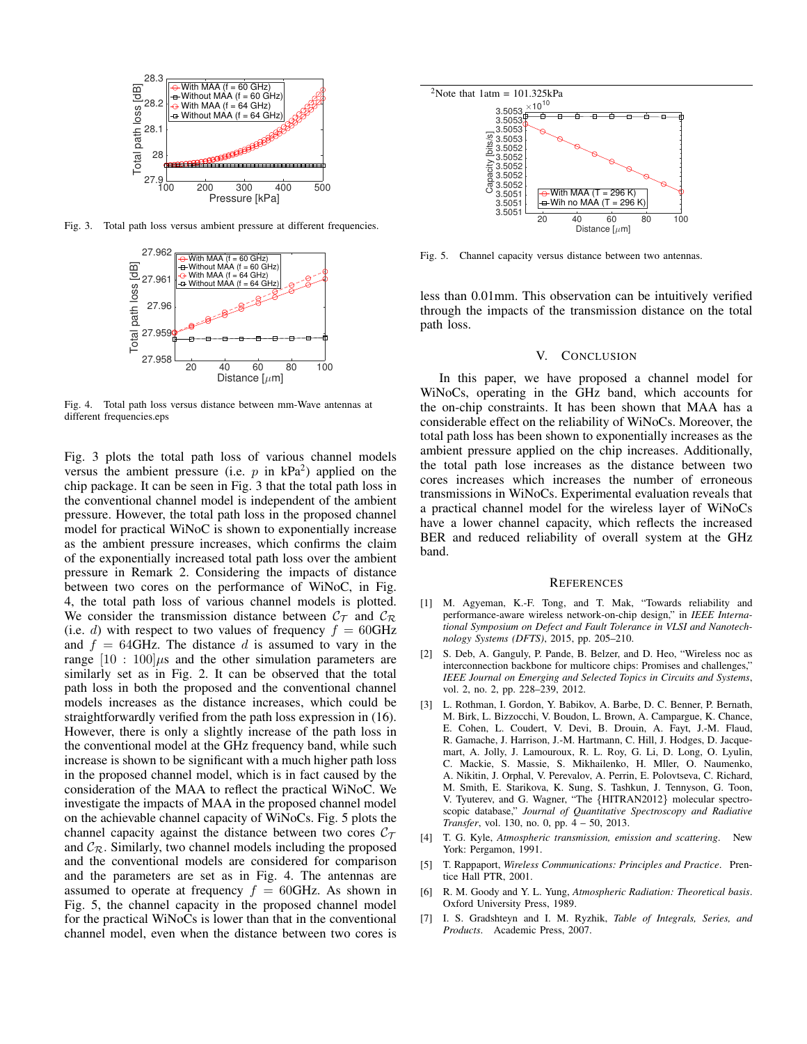28.3
28.2
28.1
28
27.9
Total path loss [dB]
100 200 300 400 500
Pressure [kPa]
With MAA (f = 60 GHz)
Without MAA (f = 60 GHz)
With MAA (f = 64 GHz)
Without MAA (f = 64 GHz)

Fig. 3. Total path loss versus ambient pressure at different frequencies.

27.962
27.961
27.96
27.959
27.958
Total path loss [dB]
20 40 60 80 100
Distance [$\mu$m]
With MAA (f = 60 GHz)
Without MAA (f = 60 GHz)
With MAA (f = 64 GHz)
Without MAA (f = 64 GHz)

Fig. 4. Total path loss versus distance between mm-Wave antennas at different frequencies.eps

Fig. 3 plots the total path loss of various channel models versus the ambient pressure (i.e. $p$ in kPa[2]) applied on the chip package. It can be seen in Fig. 3 that the total path loss in the conventional channel model is independent of the ambient pressure. However, the total path loss in the proposed channel model for practical WiNoC is shown to exponentially increase as the ambient pressure increases, which confirms the claim of the exponentially increased total path loss over the ambient pressure in Remark 2. Considering the impacts of distance between two cores on the performance of WiNoC, in Fig. 4, the total path loss of various channel models is plotted. We consider the transmission distance between $\mathcal{C}_\mathcal{T}$ and $\mathcal{C}_\mathcal{R}$ (i.e. $d$) with respect to two values of frequency $f = 60$GHz and $f = 64$GHz. The distance $d$ is assumed to vary in the range $[10 : 100]\mu$s and the other simulation parameters are similarly set as in Fig. 2. It can be observed that the total path loss in both the proposed and the conventional channel models increases as the distance increases, which could be straightforwardly verified from the path loss expression in (16). However, there is only a slightly increase of the path loss in the conventional model at the GHz frequency band, while such increase is shown to be significant with a much higher path loss in the proposed channel model, which is in fact caused by the consideration of the MAA to reflect the practical WiNoC. We investigate the impacts of MAA in the proposed channel model on the achievable channel capacity of WiNoCs. Fig. 5 plots the channel capacity against the distance between two cores $\mathcal{C}_\mathcal{T}$ and $\mathcal{C}_\mathcal{R}$. Similarly, two channel models including the proposed and the conventional models are considered for comparison and the parameters are set as in Fig. 4. The antennas are assumed to operate at frequency $f = 60$GHz. As shown in Fig. 5, the channel capacity in the proposed channel model for the practical WiNoCs is lower than that in the conventional channel model, even when the distance between two cores is less than 0.01mm. This observation can be intuitively verified through the impacts of the transmission distance on the total path loss.

[2]Note that 1atm = 101.325kPa

$\times 10^{10}$
3.5053
3.5053
3.5053
3.5053
3.5052
3.5052
3.5052
3.5052
3.5052
3.5051
3.5051
3.5051
Capacity [bits/s]
20 40 60 80 100
Distance [$\mu$m]
With MAA (T = 296 K)
Wih no MAA (T = 296 K)

Fig. 5. Channel capacity versus distance between two antennas.

## V. Conclusion

In this paper, we have proposed a channel model for WiNoCs, operating in the GHz band, which accounts for the on-chip constraints. It has been shown that MAA has a considerable effect on the reliability of WiNoCs. Moreover, the total path loss has been shown to exponentially increases as the ambient pressure applied on the chip increases. Additionally, the total path lose increases as the distance between two cores increases which increases the number of erroneous transmissions in WiNoCs. Experimental evaluation reveals that a practical channel model for the wireless layer of WiNoCs have a lower channel capacity, which reflects the increased BER and reduced reliability of overall system at the GHz band.

## References

[1] M. Agyeman, K.-F. Tong, and T. Mak, "Towards reliability and performance-aware wireless network-on-chip design," in *IEEE International Symposium on Defect and Fault Tolerance in VLSI and Nanotechnology Systems (DFTS)*, 2015, pp. 205–210.

[2] S. Deb, A. Ganguly, P. Pande, B. Belzer, and D. Heo, "Wireless noc as interconnection backbone for multicore chips: Promises and challenges," *IEEE Journal on Emerging and Selected Topics in Circuits and Systems*, vol. 2, no. 2, pp. 228–239, 2012.

[3] L. Rothman, I. Gordon, Y. Babikov, A. Barbe, D. C. Benner, P. Bernath, M. Birk, L. Bizzocchi, V. Boudon, L. Brown, A. Campargue, K. Chance, E. Cohen, L. Coudert, V. Devi, B. Drouin, A. Fayt, J.-M. Flaud, R. Gamache, J. Harrison, J.-M. Hartmann, C. Hill, J. Hodges, D. Jacquemart, A. Jolly, J. Lamouroux, R. L. Roy, G. Li, D. Long, O. Lyulin, C. Mackie, S. Massie, S. Mikhailenko, H. Mller, O. Naumenko, A. Nikitin, J. Orphal, V. Perevalov, A. Perrin, E. Polovtseva, C. Richard, M. Smith, E. Starikova, K. Sung, S. Tashkun, J. Tennyson, G. Toon, V. Tyuterev, and G. Wagner, "The {HITRAN2012} molecular spectroscopic database," *Journal of Quantitative Spectroscopy and Radiative Transfer*, vol. 130, no. 0, pp. 4 – 50, 2013.

[4] T. G. Kyle, *Atmospheric transmission, emission and scattering*. New York: Pergamon, 1991.

[5] T. Rappaport, *Wireless Communications: Principles and Practice*. Prentice Hall PTR, 2001.

[6] R. M. Goody and Y. L. Yung, *Atmospheric Radiation: Theoretical basis*. Oxford University Press, 1989.

[7] I. S. Gradshteyn and I. M. Ryzhik, *Table of Integrals, Series, and Products*. Academic Press, 2007.